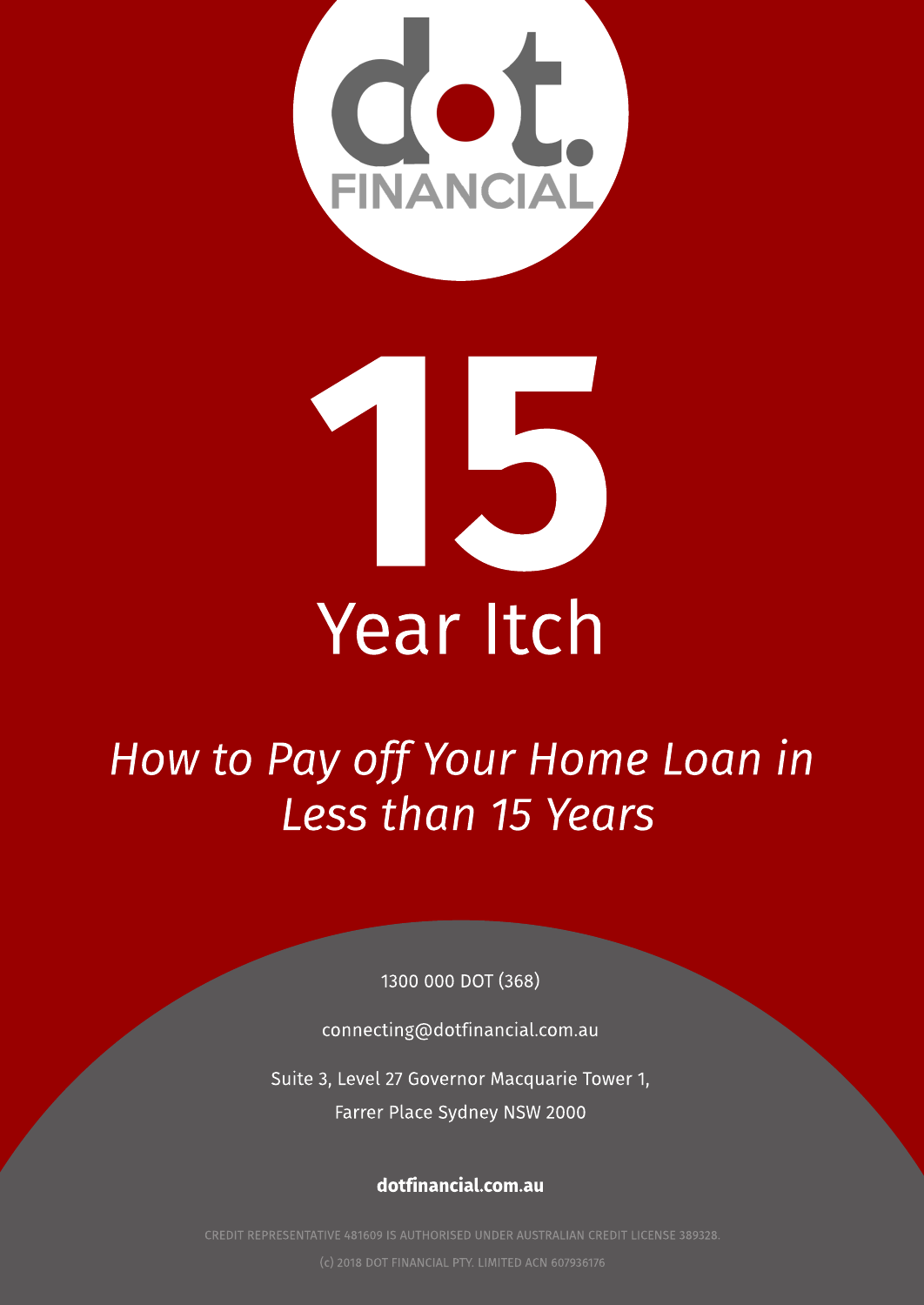dot. FINANCIAL

# 15 Year Itch

*How to Pay off Your Home Loan in Less than 15 Years*

1300 000 DOT (368)

connecting@dotfinancial.com.au

Suite 3, Level 27 Governor Macquarie Tower 1,

Farrer Place Sydney NSW 2000

**dotfinancial.com.au**

CREDIT REPRESENTATIVE 481609 IS AUTHORISED UNDER AUSTRALIAN CREDIT LICENSE 389328.

(c) 2018 DOT FINANCIAL PTY. LIMITED ACN 607936176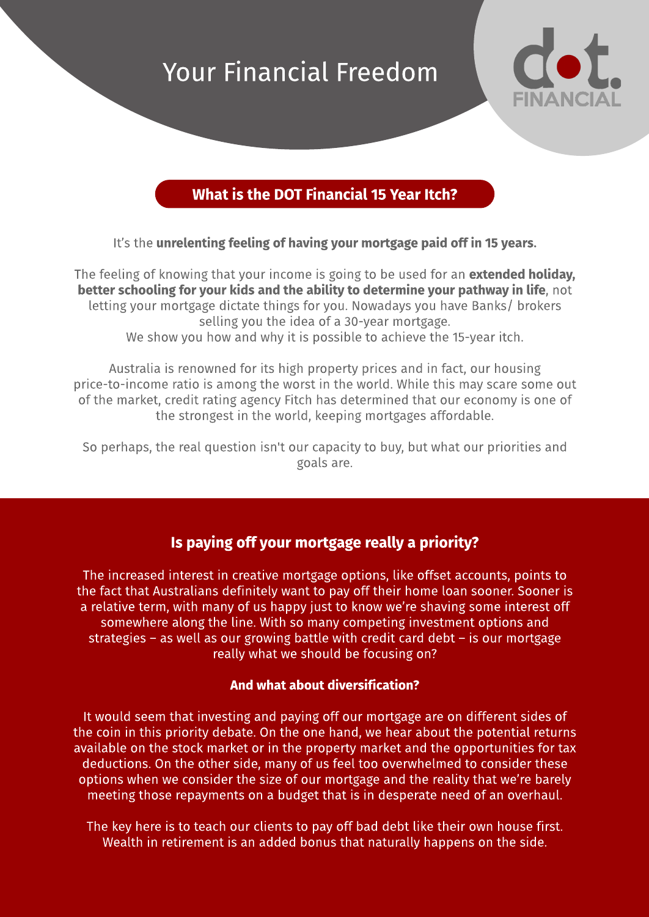# Your Financial Freedom

## What is the DOT Financial 15 Year Itch?

It's the **unrelenting feeling of having your mortgage paid off in 15 years.**

The feeling of knowing that your income is going to be used for an **extended holiday, better schooling for your kids and the ability to determine your pathway in life**, not letting your mortgage dictate things for you. Nowadays you have Banks/ brokers selling you the idea of a 30-year mortgage.
We show you how and why it is possible to achieve the 15-year itch.

Australia is renowned for its high property prices and in fact, our housing price-to-income ratio is among the worst in the world. While this may scare some out of the market, credit rating agency Fitch has determined that our economy is one of the strongest in the world, keeping mortgages affordable.

So perhaps, the real question isn't our capacity to buy, but what our priorities and goals are.

## Is paying off your mortgage really a priority?

The increased interest in creative mortgage options, like offset accounts, points to the fact that Australians definitely want to pay off their home loan sooner. Sooner is a relative term, with many of us happy just to know we're shaving some interest off somewhere along the line. With so many competing investment options and strategies – as well as our growing battle with credit card debt – is our mortgage really what we should be focusing on?

### And what about diversification?

It would seem that investing and paying off our mortgage are on different sides of the coin in this priority debate. On the one hand, we hear about the potential returns available on the stock market or in the property market and the opportunities for tax deductions. On the other side, many of us feel too overwhelmed to consider these options when we consider the size of our mortgage and the reality that we're barely meeting those repayments on a budget that is in desperate need of an overhaul.

The key here is to teach our clients to pay off bad debt like their own house first. Wealth in retirement is an added bonus that naturally happens on the side.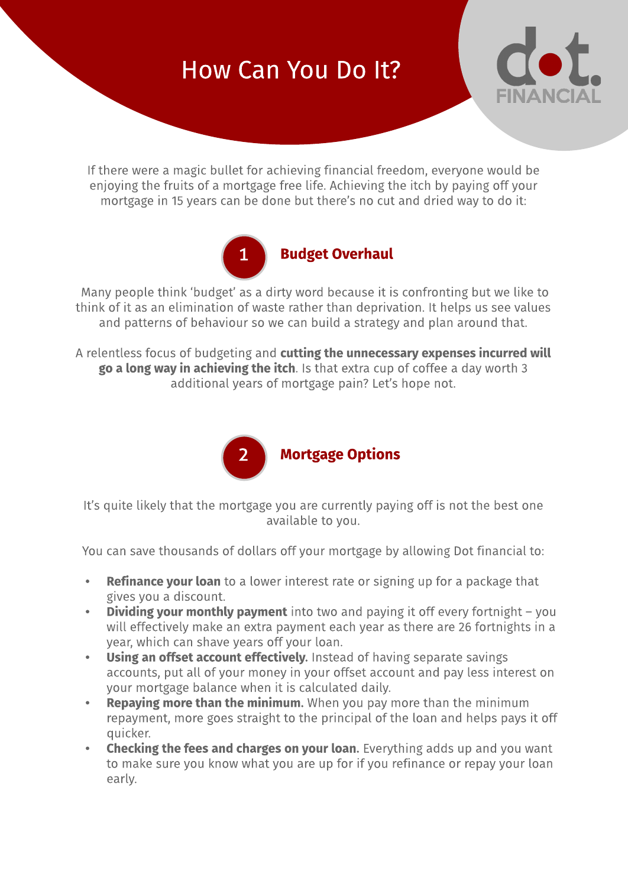# How Can You Do It?

If there were a magic bullet for achieving financial freedom, everyone would be enjoying the fruits of a mortgage free life. Achieving the itch by paying off your mortgage in 15 years can be done but there's no cut and dried way to do it:

## 1 Budget Overhaul

Many people think 'budget' as a dirty word because it is confronting but we like to think of it as an elimination of waste rather than deprivation. It helps us see values and patterns of behaviour so we can build a strategy and plan around that.

A relentless focus of budgeting and **cutting the unnecessary expenses incurred will go a long way in achieving the itch**. Is that extra cup of coffee a day worth 3 additional years of mortgage pain? Let's hope not.

## 2 Mortgage Options

It's quite likely that the mortgage you are currently paying off is not the best one available to you.

You can save thousands of dollars off your mortgage by allowing Dot financial to:

- **Refinance your loan** to a lower interest rate or signing up for a package that gives you a discount.
- **Dividing your monthly payment** into two and paying it off every fortnight – you will effectively make an extra payment each year as there are 26 fortnights in a year, which can shave years off your loan.
- **Using an offset account effectively.** Instead of having separate savings accounts, put all of your money in your offset account and pay less interest on your mortgage balance when it is calculated daily.
- **Repaying more than the minimum.** When you pay more than the minimum repayment, more goes straight to the principal of the loan and helps pays it off quicker.
- **Checking the fees and charges on your loan.** Everything adds up and you want to make sure you know what you are up for if you refinance or repay your loan early.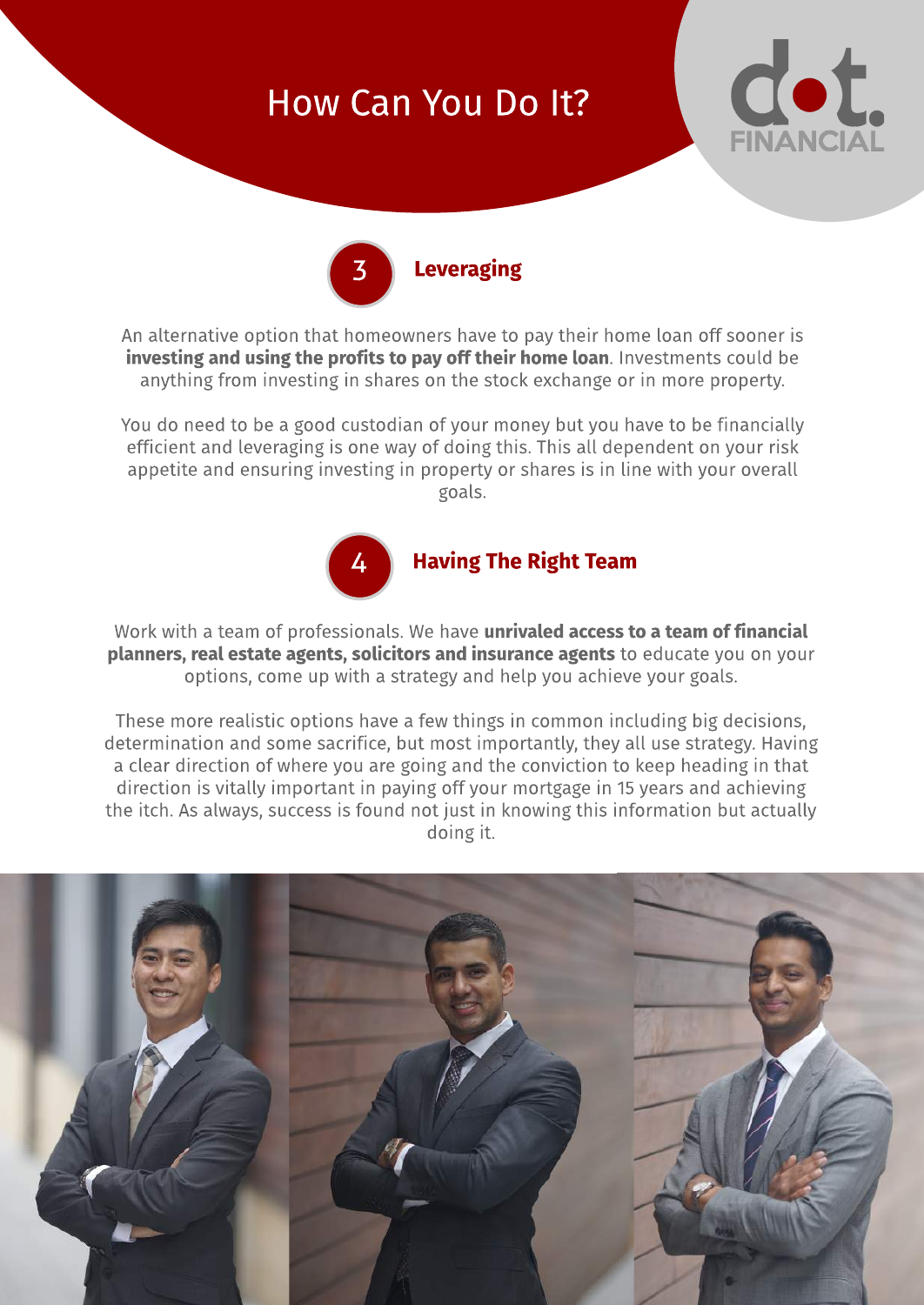# How Can You Do It?

## 3 Leveraging

An alternative option that homeowners have to pay their home loan off sooner is **investing and using the profits to pay off their home loan**. Investments could be anything from investing in shares on the stock exchange or in more property.

You do need to be a good custodian of your money but you have to be financially efficient and leveraging is one way of doing this. This all dependent on your risk appetite and ensuring investing in property or shares is in line with your overall goals.

## 4 Having The Right Team

Work with a team of professionals. We have **unrivaled access to a team of financial planners, real estate agents, solicitors and insurance agents** to educate you on your options, come up with a strategy and help you achieve your goals.

These more realistic options have a few things in common including big decisions, determination and some sacrifice, but most importantly, they all use strategy. Having a clear direction of where you are going and the conviction to keep heading in that direction is vitally important in paying off your mortgage in 15 years and achieving the itch. As always, success is found not just in knowing this information but actually doing it.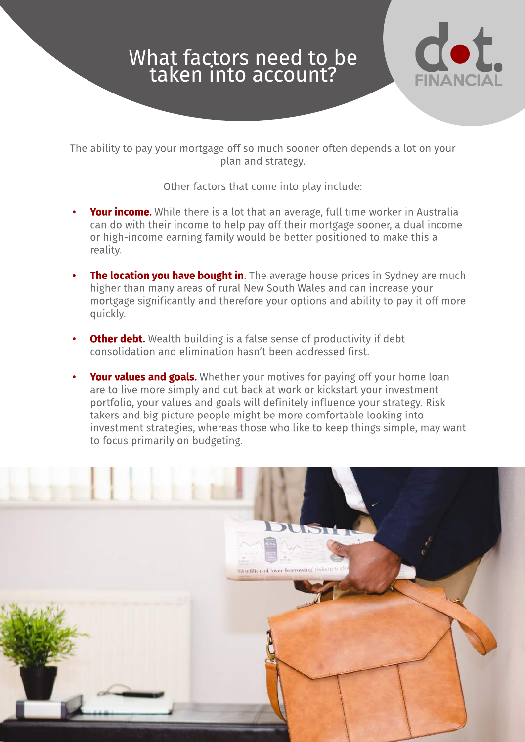# What factors need to be taken into account?

The ability to pay your mortgage off so much sooner often depends a lot on your plan and strategy.

Other factors that come into play include:

- **Your income.** While there is a lot that an average, full time worker in Australia can do with their income to help pay off their mortgage sooner, a dual income or high-income earning family would be better positioned to make this a reality.
- **The location you have bought in.** The average house prices in Sydney are much higher than many areas of rural New South Wales and can increase your mortgage significantly and therefore your options and ability to pay it off more quickly.
- **Other debt.** Wealth building is a false sense of productivity if debt consolidation and elimination hasn't been addressed first.
- **Your values and goals.** Whether your motives for paying off your home loan are to live more simply and cut back at work or kickstart your investment portfolio, your values and goals will definitely influence your strategy. Risk takers and big picture people might be more comfortable looking into investment strategies, whereas those who like to keep things simple, may want to focus primarily on budgeting.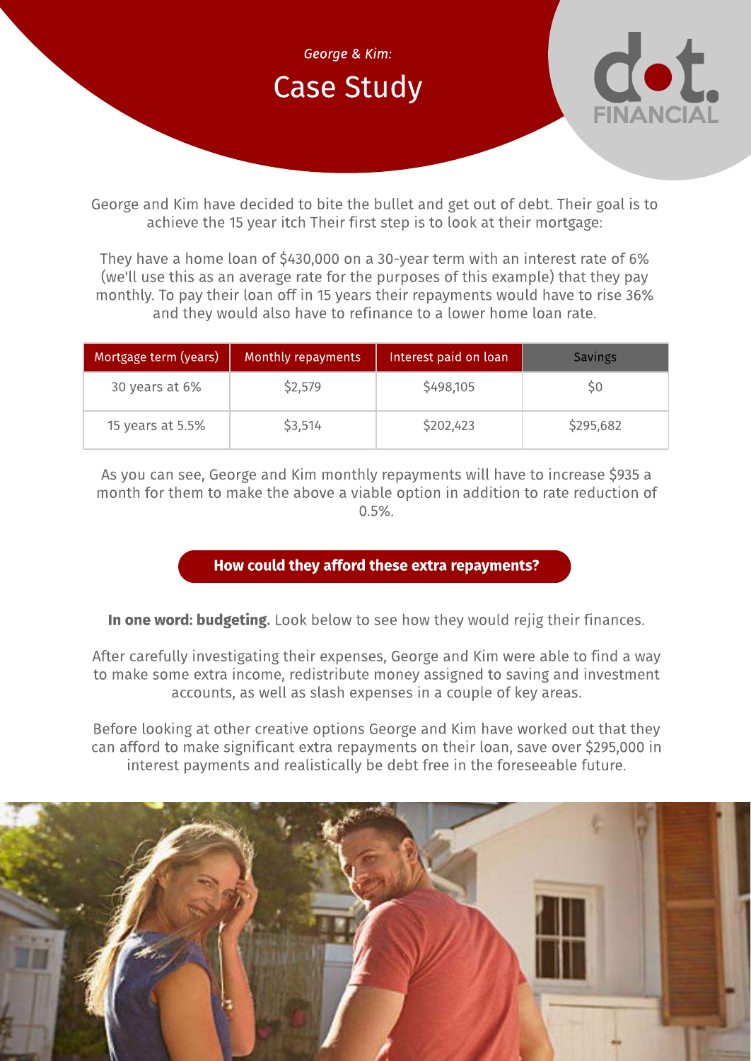*George & Kim:*

# Case Study

George and Kim have decided to bite the bullet and get out of debt. Their goal is to achieve the 15 year itch Their first step is to look at their mortgage:

They have a home loan of $430,000 on a 30-year term with an interest rate of 6% (we'll use this as an average rate for the purposes of this example) that they pay monthly. To pay their loan off in 15 years their repayments would have to rise 36% and they would also have to refinance to a lower home loan rate.

| Mortgage term (years) | Monthly repayments | Interest paid on loan | Savings |
|---|---|---|---|
| 30 years at 6% | $2,579 | $498,105 | $0 |
| 15 years at 5.5% | $3,514 | $202,423 | $295,682 |

As you can see, George and Kim monthly repayments will have to increase $935 a month for them to make the above a viable option in addition to rate reduction of 0.5%.

**How could they afford these extra repayments?**

**In one word: budgeting.** Look below to see how they would rejig their finances.

After carefully investigating their expenses, George and Kim were able to find a way to make some extra income, redistribute money assigned to saving and investment accounts, as well as slash expenses in a couple of key areas.

Before looking at other creative options George and Kim have worked out that they can afford to make significant extra repayments on their loan, save over $295,000 in interest payments and realistically be debt free in the foreseeable future.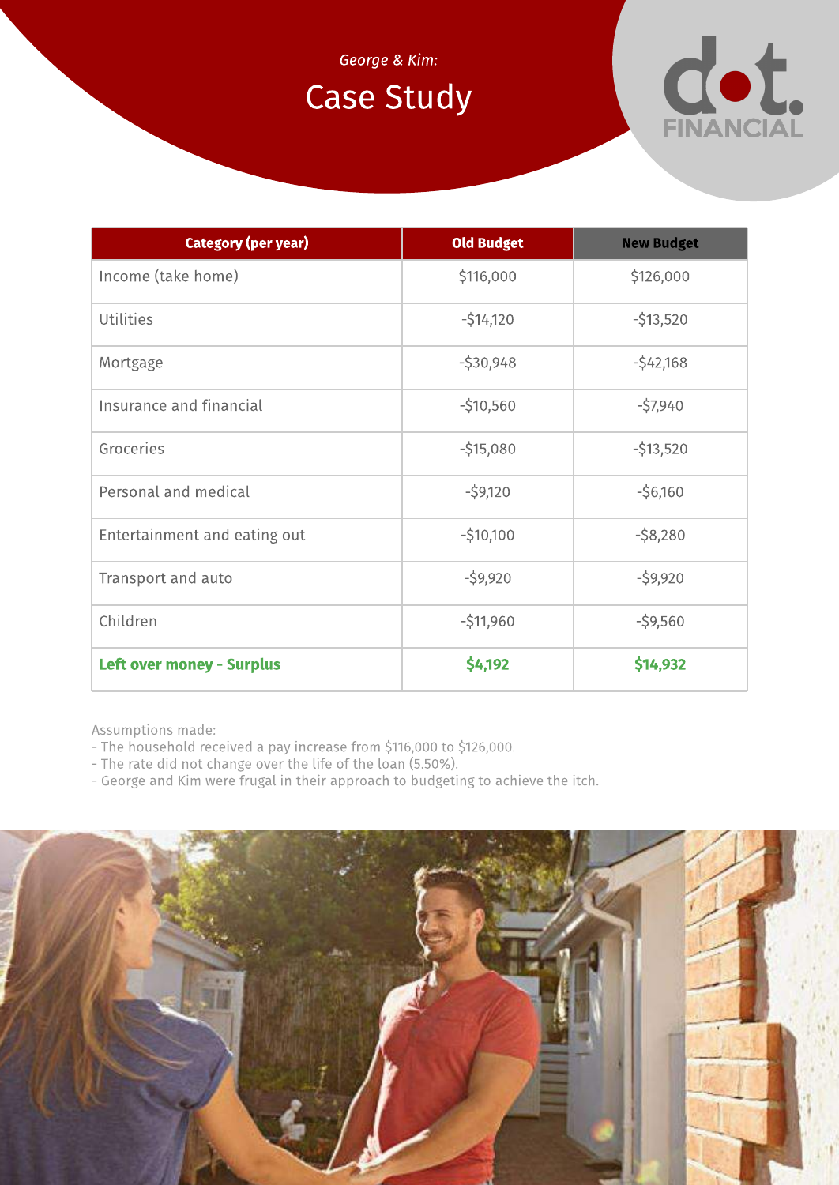*George & Kim:*

# Case Study

| Category (per year) | Old Budget | New Budget |
| --- | --- | --- |
| Income (take home) | $116,000 | $126,000 |
| Utilities | -$14,120 | -$13,520 |
| Mortgage | -$30,948 | -$42,168 |
| Insurance and financial | -$10,560 | -$7,940 |
| Groceries | -$15,080 | -$13,520 |
| Personal and medical | -$9,120 | -$6,160 |
| Entertainment and eating out | -$10,100 | -$8,280 |
| Transport and auto | -$9,920 | -$9,920 |
| Children | -$11,960 | -$9,560 |
| **Left over money - Surplus** | **$4,192** | **$14,932** |

Assumptions made:
- The household received a pay increase from $116,000 to $126,000.
- The rate did not change over the life of the loan (5.50%).
- George and Kim were frugal in their approach to budgeting to achieve the itch.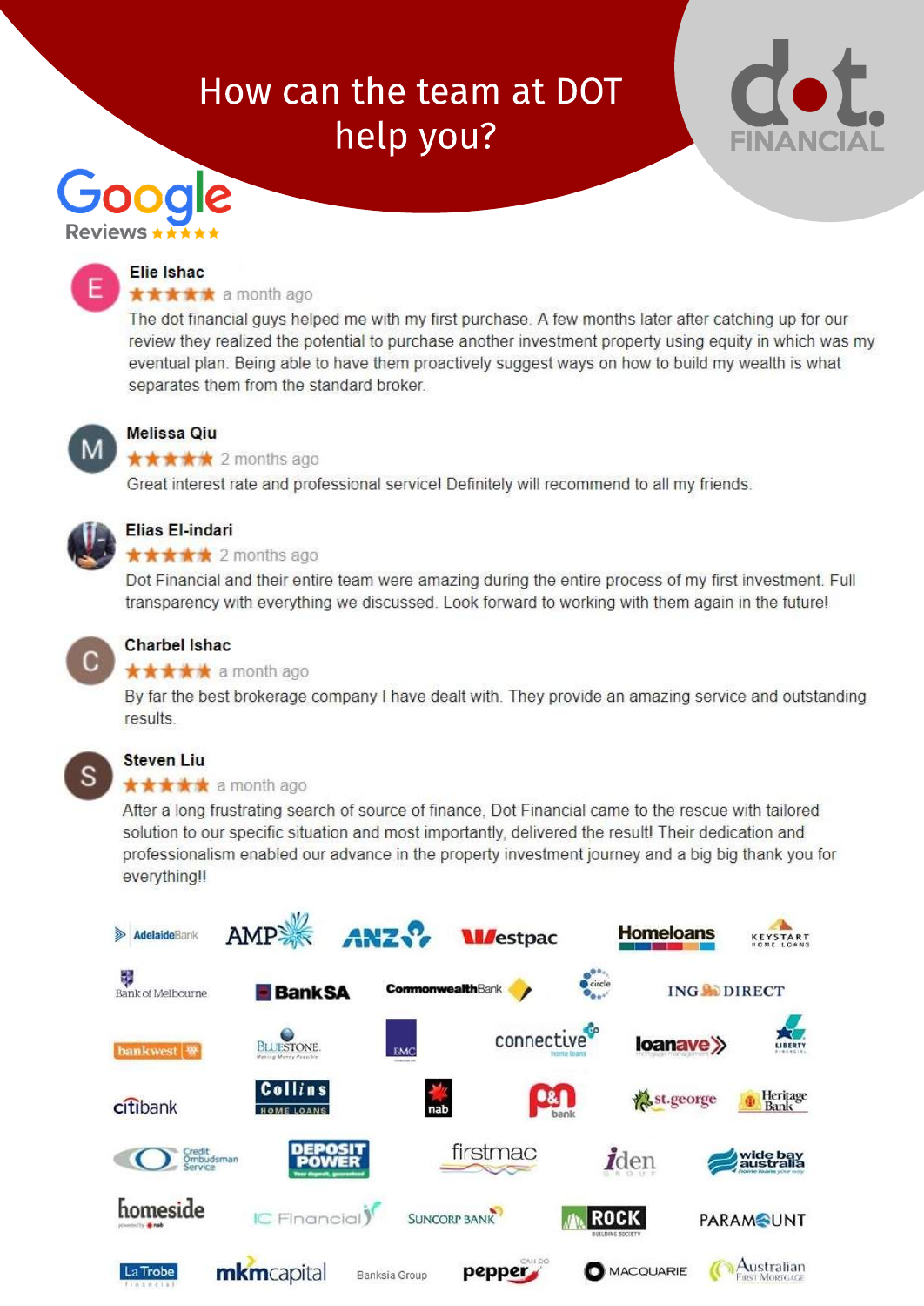# How can the team at DOT help you?

dot. FINANCIAL

Google Reviews ★★★★★

**Elie Ishac**
★★★★★ a month ago
The dot financial guys helped me with my first purchase. A few months later after catching up for our review they realized the potential to purchase another investment property using equity in which was my eventual plan. Being able to have them proactively suggest ways on how to build my wealth is what separates them from the standard broker.

**Melissa Qiu**
★★★★★ 2 months ago
Great interest rate and professional service! Definitely will recommend to all my friends.

**Elias El-indari**
★★★★★ 2 months ago
Dot Financial and their entire team were amazing during the entire process of my first investment. Full transparency with everything we discussed. Look forward to working with them again in the future!

**Charbel Ishac**
★★★★★ a month ago
By far the best brokerage company I have dealt with. They provide an amazing service and outstanding results.

**Steven Liu**
★★★★★ a month ago
After a long frustrating search of source of finance, Dot Financial came to the rescue with tailored solution to our specific situation and most importantly, delivered the result! Their dedication and professionalism enabled our advance in the property investment journey and a big big thank you for everything!!

AdelaideBank, AMP, ANZ, Westpac, Homeloans, Keystart Home Loans, Bank of Melbourne, BankSA, CommonwealthBank, circle, ING DIRECT, bankwest, Bluestone, BMC, connective home loans, loanave, Liberty Financial, citibank, Collins Home Loans, nab, P&N bank, St.George, Heritage Bank, Credit Ombudsman Service, Deposit Power, firstmac, iden group, wide bay australia, homeside, IC Financial, Suncorp Bank, Rock Building Society, Paramount, La Trobe Financial, mkmcapital, Banksia Group, pepper, Macquarie, Australian First Mortgage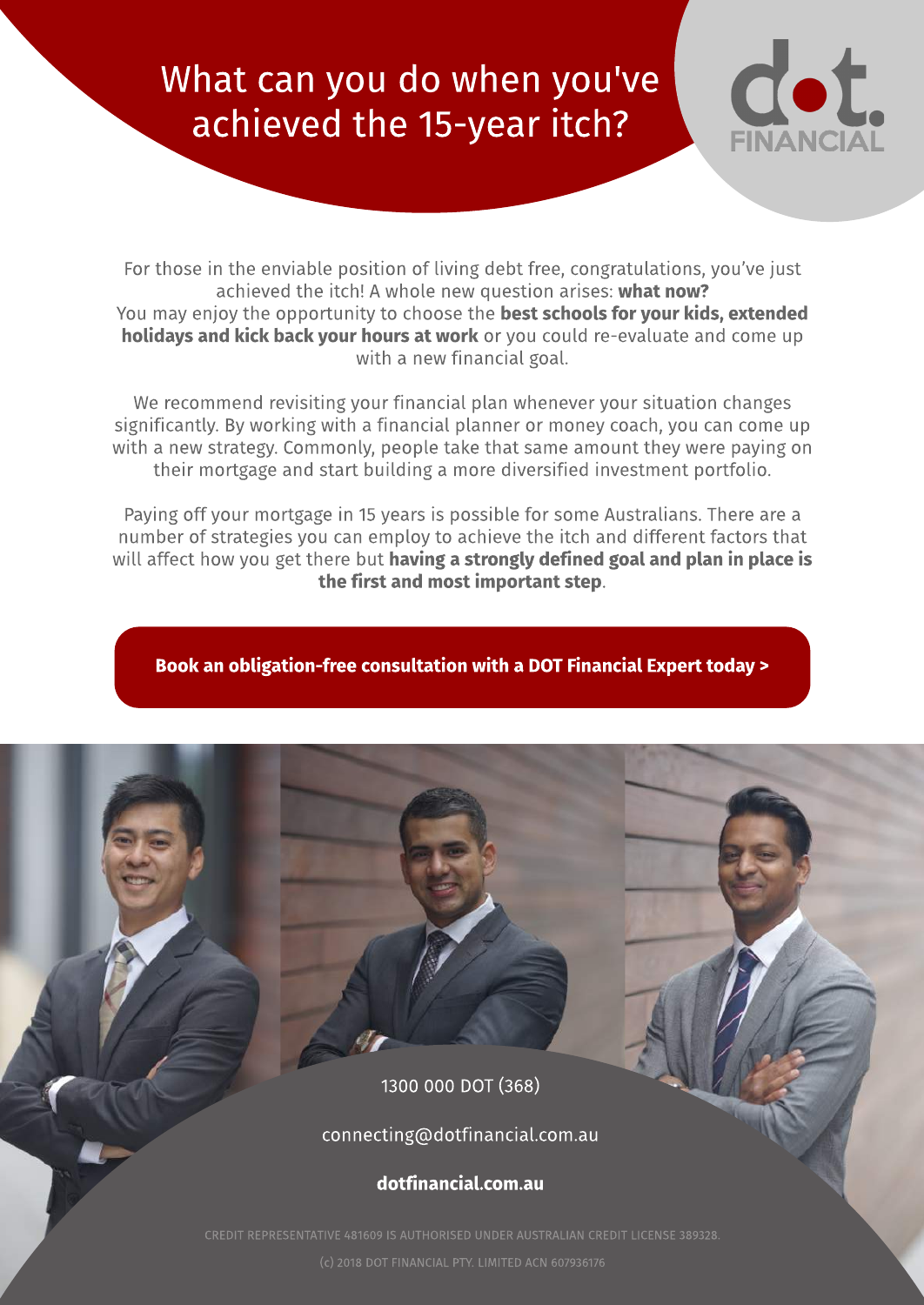# What can you do when you've achieved the 15-year itch?

For those in the enviable position of living debt free, congratulations, you've just achieved the itch! A whole new question arises: **what now?**
You may enjoy the opportunity to choose the **best schools for your kids, extended holidays and kick back your hours at work** or you could re-evaluate and come up with a new financial goal.

We recommend revisiting your financial plan whenever your situation changes significantly. By working with a financial planner or money coach, you can come up with a new strategy. Commonly, people take that same amount they were paying on their mortgage and start building a more diversified investment portfolio.

Paying off your mortgage in 15 years is possible for some Australians. There are a number of strategies you can employ to achieve the itch and different factors that will affect how you get there but **having a strongly defined goal and plan in place is the first and most important step**.

**Book an obligation-free consultation with a DOT Financial Expert today >**

1300 000 DOT (368)

connecting@dotfinancial.com.au

**dotfinancial.com.au**

CREDIT REPRESENTATIVE 481609 IS AUTHORISED UNDER AUSTRALIAN CREDIT LICENSE 389328.

(c) 2018 DOT FINANCIAL PTY. LIMITED ACN 607936176